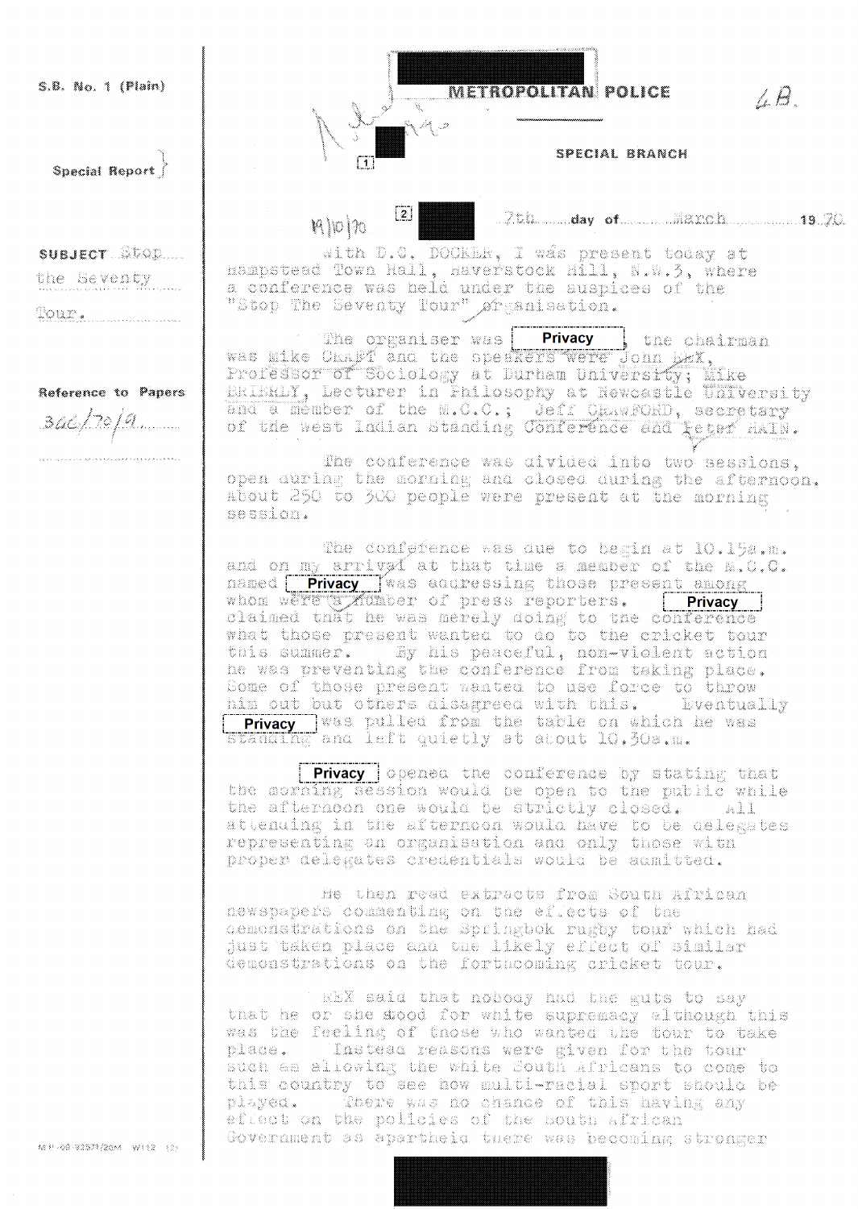S.B. No. 1 (Plain)

Special Report

**METROPOLITAN POLICE**

4B.

**SPECIAL BRANCH**

[1]

[2] 7th day of March 1970

19/10/70

SUBJECT Stop the Seventy Tour.

Reference to Papers 346/70/9

With D.C. DOCKER, I was present today at Hampstead Town Hall, Haverstock Hill, N.W.3, where a conference was held under the auspices of the "Stop The Seventy Tour" organisation.

The organiser was Privacy , the chairman was Mike CRAFT and the speakers were John REX, Professor of Sociology at Durham University; Mike BRIERLY, Lecturer in Philosophy at Newcastle University and a member of the M.C.C.; Jeff CRAWFORD, secretary of the West Indian Standing Conference and Peter HAIN.

The conference was divided into two sessions, open during the morning and closed during the afternoon. About 250 to 300 people were present at the morning session.

The conference was due to begin at 10.15a.m. and on my arrival at that time a member of the M.C.C. named Privacy was addressing those present among whom were a number of press reporters. Privacy claimed that he was merely doing to the conference what those present wanted to do to the cricket tour this summer. By his peaceful, non-violent action he was preventing the conference from taking place. Some of those present wanted to use force to throw him out but others disagreed with this. Eventually Privacy was pulled from the table on which he was standing and left quietly at about 10.30a.m.

Privacy opened the conference by stating that the morning session would be open to the public while the afternoon one would be strictly closed. All attending in the afternoon would have to be delegates representing an organisation and only those with proper delegates credentials would be admitted.

He then read extracts from South African newspapers commenting on the effects of the demonstrations on the Springbok rugby tour which had just taken place and the likely effect of similar demonstrations on the forthcoming cricket tour.

REX said that nobody had the guts to say that he or she stood for white supremacy although this was the feeling of those who wanted the tour to take place. Instead reasons were given for the tour such as allowing the white South Africans to come to this country to see how multi-racial sport should be played. There was no chance of this having any effect on the policies of the South African Government as apartheid there was becoming stronger

MP-68-92571/20M W112 (2)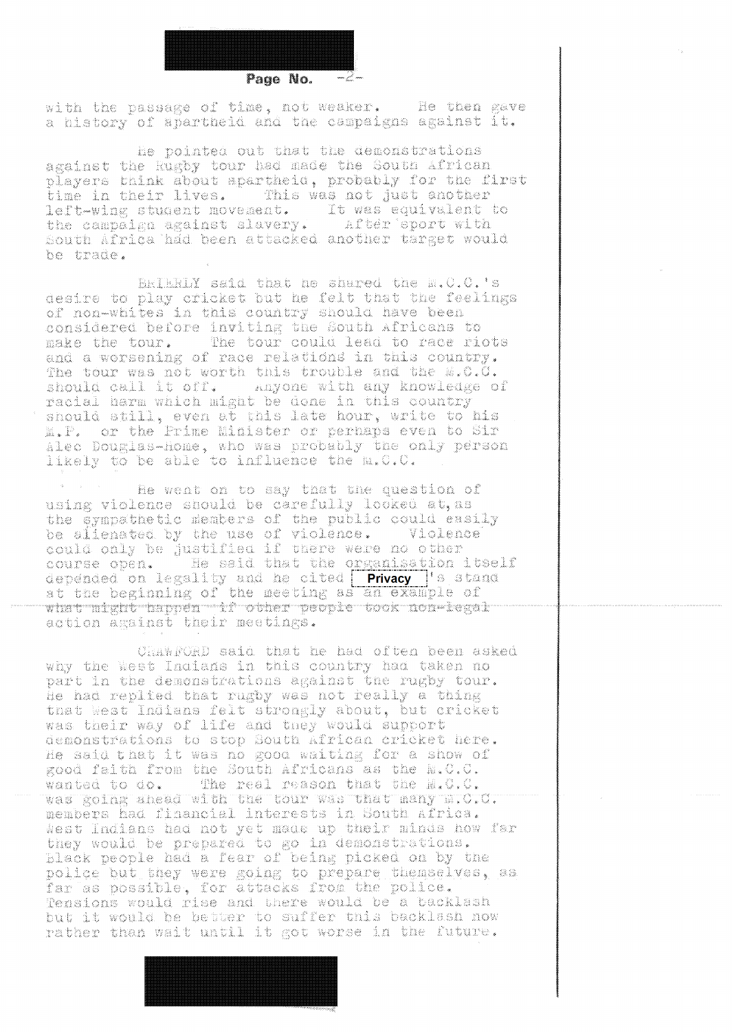with the passage of time, not weaker. He then gave a history of apartheid and the campaigns against it.

He pointed out that the demonstrations against the Rugby tour had made the South African players think about apartheid, probably for the first time in their lives. This was not just another left-wing student movement. It was equivalent to the campaign against slavery. After sport with South Africa had been attacked another target would be trade.

BRIERLY said that he shared the M.C.C.'s desire to play cricket but he felt that the feelings of non-whites in this country should have been considered before inviting the South Africans to make the tour. The tour could lead to race riots and a worsening of race relations in this country. The tour was not worth this trouble and the M.C.C. should call it off. Anyone with any knowledge of racial harm which might be done in this country should still, even at this late hour, write to his M.P. or the Prime Minister or perhaps even to Sir Alec Douglas-Home, who was probably the only person likely to be able to influence the M.C.C.

He went on to say that the question of using violence should be carefully looked at, as the sympathetic members of the public could easily be alienated by the use of violence. Violence could only be justified if there were no other course open. He said that the organisation itself depended on legality and he cited Privacy's stand at the beginning of the meeting as an example of what might happen if other people took non-legal action against their meetings.

CRAWFORD said that he had often been asked why the West Indians in this country had taken no part in the demonstrations against the rugby tour. He had replied that rugby was not really a thing that West Indians felt strongly about, but cricket was their way of life and they would support demonstrations to stop South African cricket here. He said that it was no good waiting for a show of good faith from the South Africans as the M.C.C. wanted to do. The real reason that the M.C.C. was going ahead with the tour was that many M.C.C. members had financial interests in South Africa. West Indians had not yet made up their minds how far they would be prepared to go in demonstrations. Black people had a fear of being picked on by the police but they were going to prepare themselves, as far as possible, for attacks from the police. Tensions would rise and there would be a backlash but it would be better to suffer this backlash now rather than wait until it got worse in the future.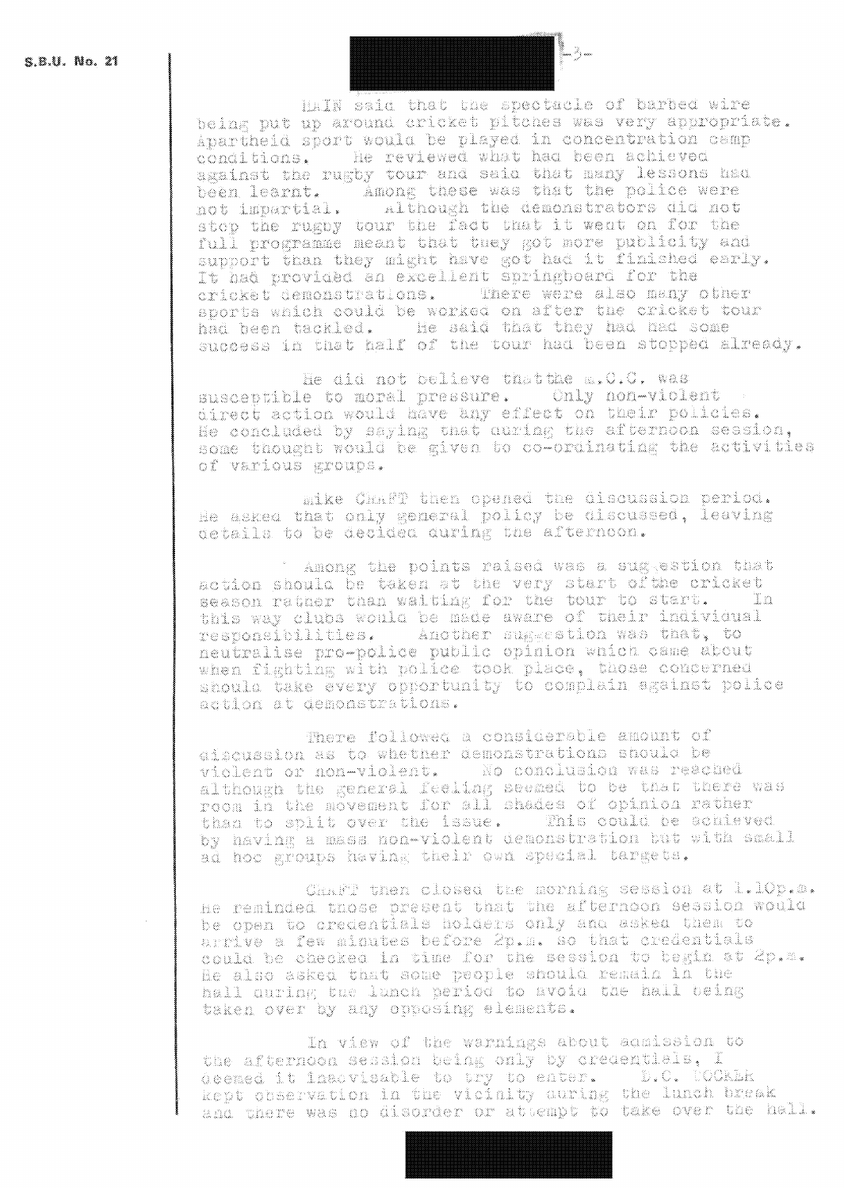S.B.U. No. 21

HAIN said that the spectacle of barbed wire being put up around cricket pitches was very appropriate. Apartheid sport would be played in concentration camp conditions. He reviewed what had been achieved against the rugby tour and said that many lessons had been learnt. Among these was that the police were not impartial. Although the demonstrators did not stop the rugby tour the fact that it went on for the full programme meant that they got more publicity and support than they might have got had it finished early. It had provided an excellent springboard for the cricket demonstrations. There were also many other sports which could be worked on after the cricket tour had been tackled. He said that they had had some success in that half of the tour had been stopped already.

He did not believe that the M.C.C. was susceptible to moral pressure. Only non-violent direct action would have any effect on their policies. He concluded by saying that during the afternoon session, some thought would be given to co-ordinating the activities of various groups.

Mike CRAFT then opened the discussion period. He asked that only general policy be discussed, leaving details to be decided during the afternoon.

Among the points raised was a suggestion that action should be taken at the very start of the cricket season rather than waiting for the tour to start. In this way clubs would be made aware of their individual responsibilities. Another suggestion was that, to neutralise pro-police public opinion which came about when fighting with police took place, those concerned should take every opportunity to complain against police action at demonstrations.

There followed a considerable amount of discussion as to whether demonstrations should be violent or non-violent. No conclusion was reached although the general feeling seemed to be that there was room in the movement for all shades of opinion rather than to split over the issue. This could be achieved by having a mass non-violent demonstration but with small ad hoc groups having their own special targets.

CRAFT then closed the morning session at 1.10p.m. He reminded those present that the afternoon session would be open to credentials holders only and asked them to arrive a few minutes before 2p.m. so that credentials could be checked in time for the session to begin at 2p.m. He also asked that some people should remain in the hall during the lunch period to avoid the hall being taken over by any opposing elements.

In view of the warnings about admission to the afternoon session being only by credentials, I deemed it inadvisable to try to enter. D.C. COCKER kept observation in the vicinity during the lunch break and there was no disorder or attempt to take over the hall.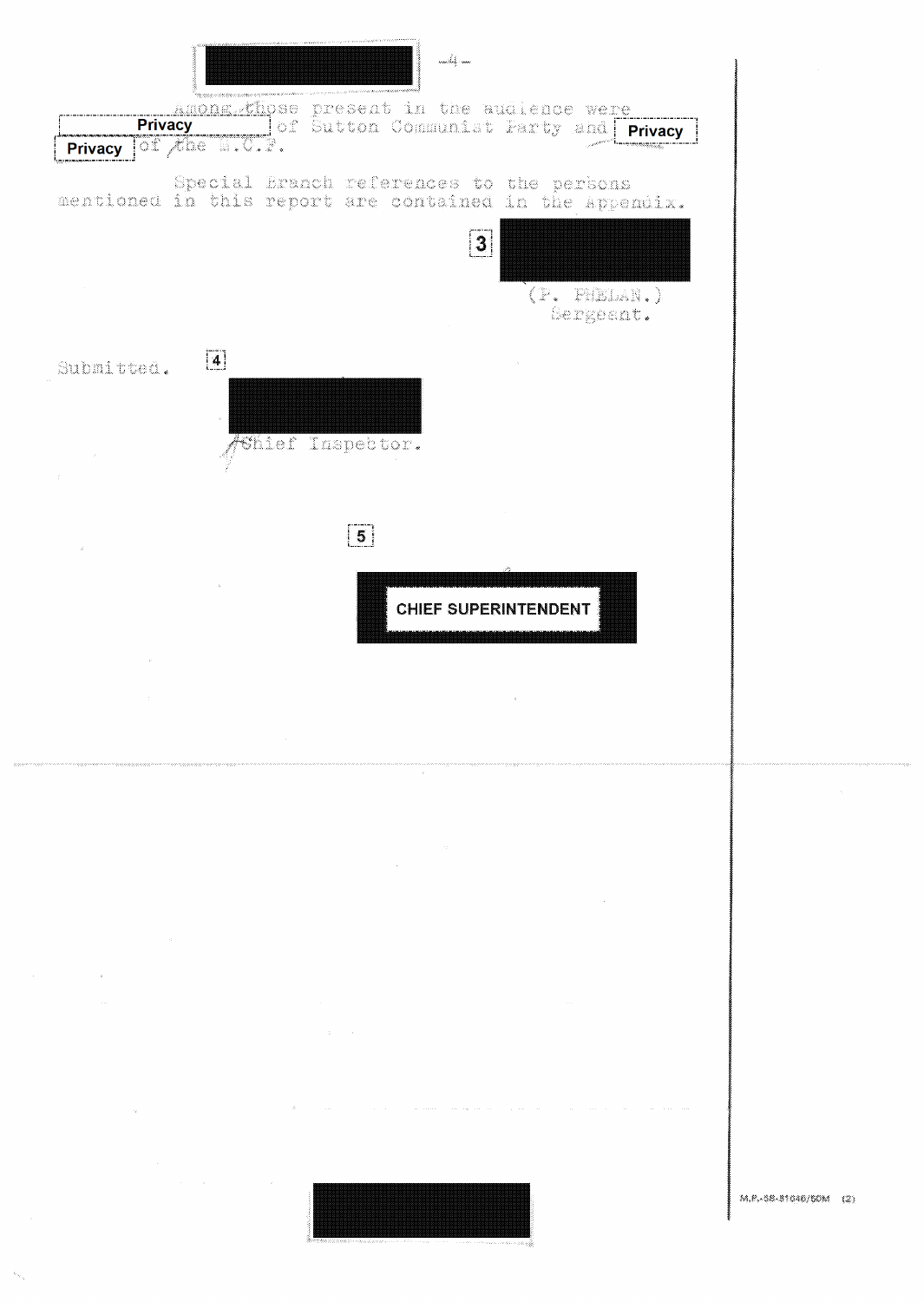Among those present in the audience were Privacy of Sutton Communist Party and Privacy Privacy of the M.C.P.

Special Branch references to the persons mentioned in this report are contained in the Appendix.

3

(P. PHELAN.)
Sergeant.

Submitted. 4

Chief Inspector.

5

CHIEF SUPERINTENDENT